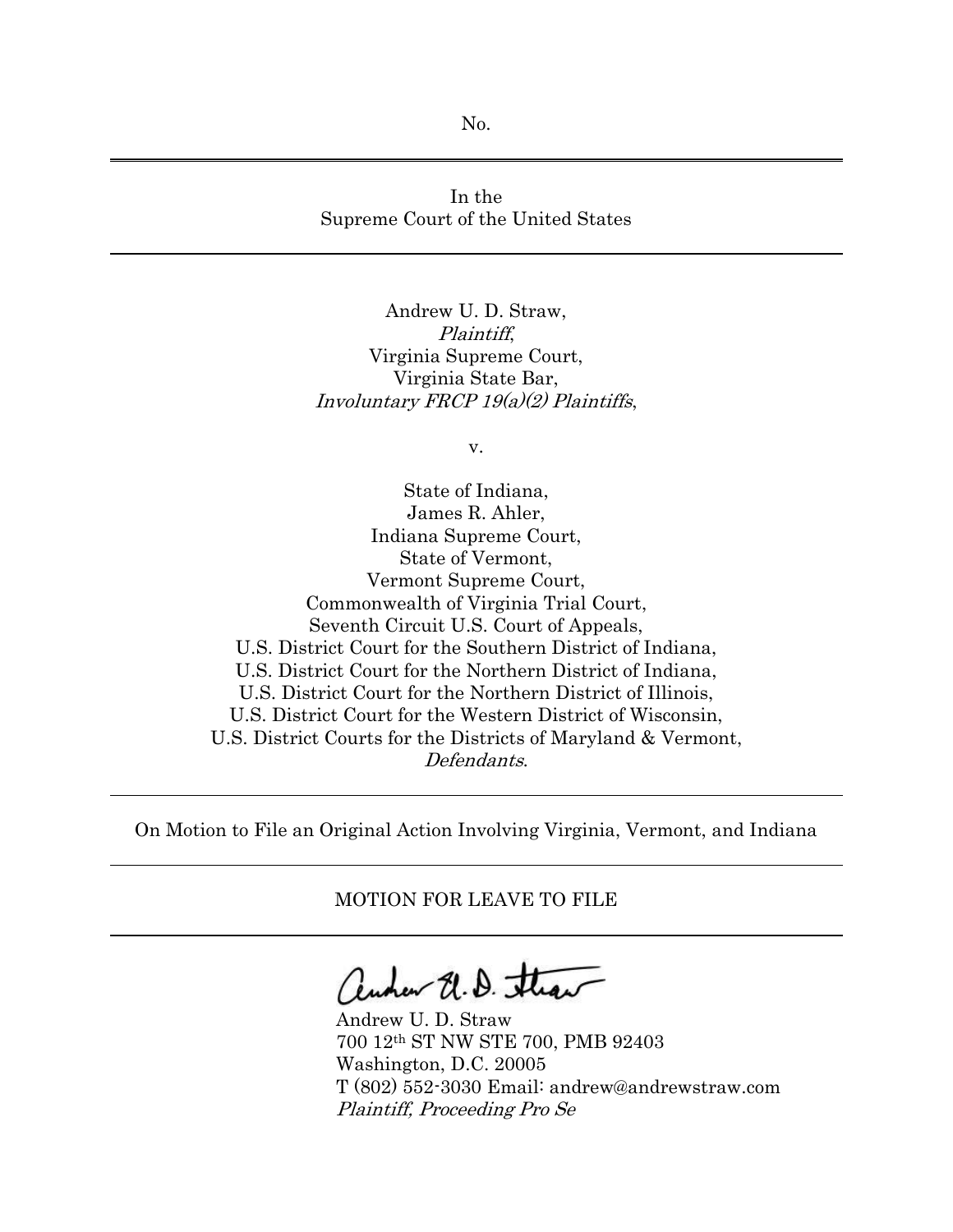No.

---

In the
Supreme Court of the United States

---

Andrew U. D. Straw,
*Plaintiff*,
Virginia Supreme Court,
Virginia State Bar,
*Involuntary FRCP 19(a)(2) Plaintiffs*,

v.

State of Indiana,
James R. Ahler,
Indiana Supreme Court,
State of Vermont,
Vermont Supreme Court,
Commonwealth of Virginia Trial Court,
Seventh Circuit U.S. Court of Appeals,
U.S. District Court for the Southern District of Indiana,
U.S. District Court for the Northern District of Indiana,
U.S. District Court for the Northern District of Illinois,
U.S. District Court for the Western District of Wisconsin,
U.S. District Courts for the Districts of Maryland & Vermont,
*Defendants*.

---

On Motion to File an Original Action Involving Virginia, Vermont, and Indiana

---

MOTION FOR LEAVE TO FILE

---

Andrew U. D. Straw
700 12th ST NW STE 700, PMB 92403
Washington, D.C. 20005
T (802) 552-3030 Email: andrew@andrewstraw.com
*Plaintiff, Proceeding Pro Se*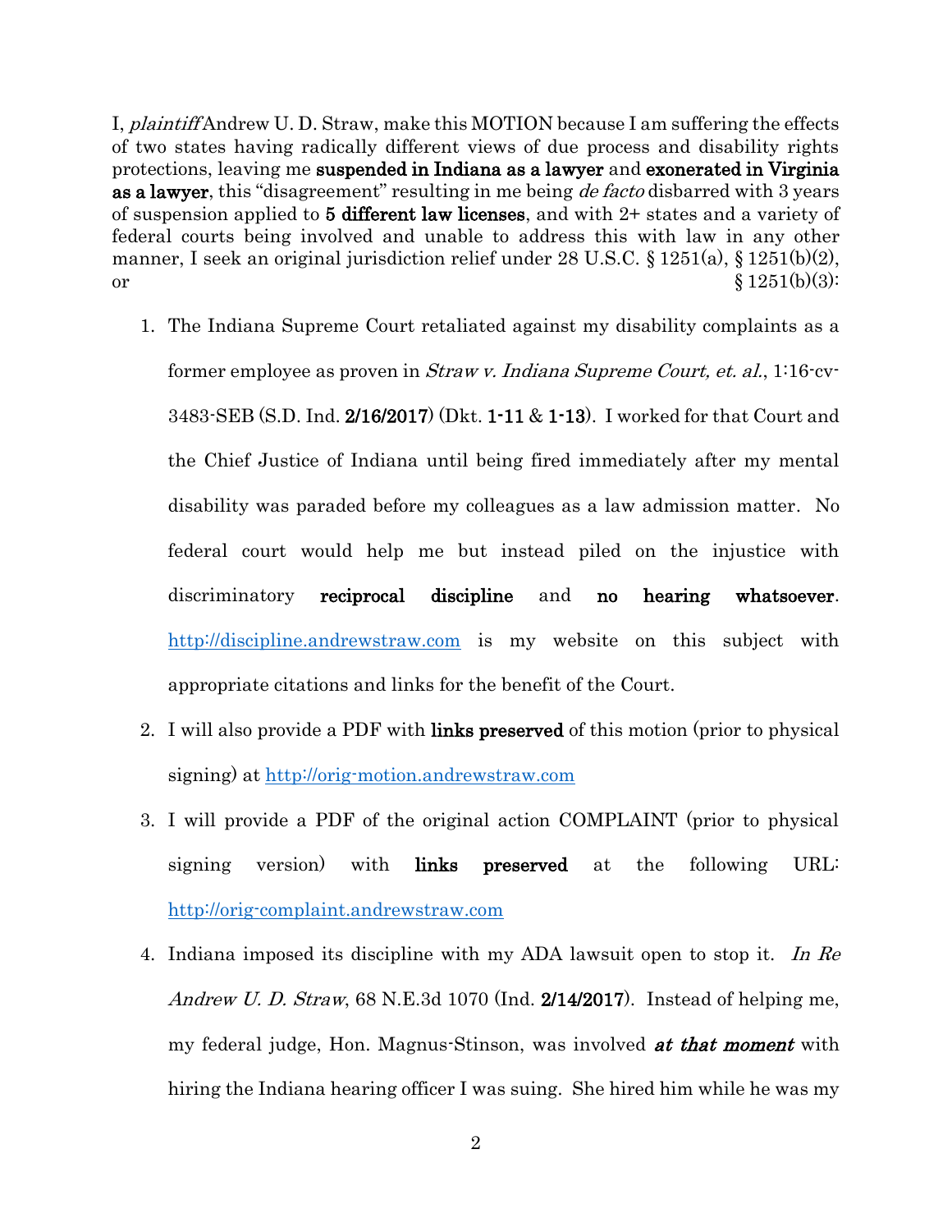I, *plaintiff* Andrew U. D. Straw, make this MOTION because I am suffering the effects of two states having radically different views of due process and disability rights protections, leaving me **suspended in Indiana as a lawyer** and **exonerated in Virginia as a lawyer**, this "disagreement" resulting in me being *de facto* disbarred with 3 years of suspension applied to **5 different law licenses**, and with 2+ states and a variety of federal courts being involved and unable to address this with law in any other manner, I seek an original jurisdiction relief under 28 U.S.C. § 1251(a), § 1251(b)(2), or § 1251(b)(3):

1. The Indiana Supreme Court retaliated against my disability complaints as a former employee as proven in *Straw v. Indiana Supreme Court, et. al.*, 1:16-cv-3483-SEB (S.D. Ind. **2/16/2017**) (Dkt. **1-11** & **1-13**). I worked for that Court and the Chief Justice of Indiana until being fired immediately after my mental disability was paraded before my colleagues as a law admission matter. No federal court would help me but instead piled on the injustice with discriminatory **reciprocal discipline** and **no hearing whatsoever**. http://discipline.andrewstraw.com is my website on this subject with appropriate citations and links for the benefit of the Court.
2. I will also provide a PDF with **links preserved** of this motion (prior to physical signing) at http://orig-motion.andrewstraw.com
3. I will provide a PDF of the original action COMPLAINT (prior to physical signing version) with **links preserved** at the following URL: http://orig-complaint.andrewstraw.com
4. Indiana imposed its discipline with my ADA lawsuit open to stop it. *In Re Andrew U. D. Straw*, 68 N.E.3d 1070 (Ind. **2/14/2017**). Instead of helping me, my federal judge, Hon. Magnus-Stinson, was involved ***at that moment*** with hiring the Indiana hearing officer I was suing. She hired him while he was my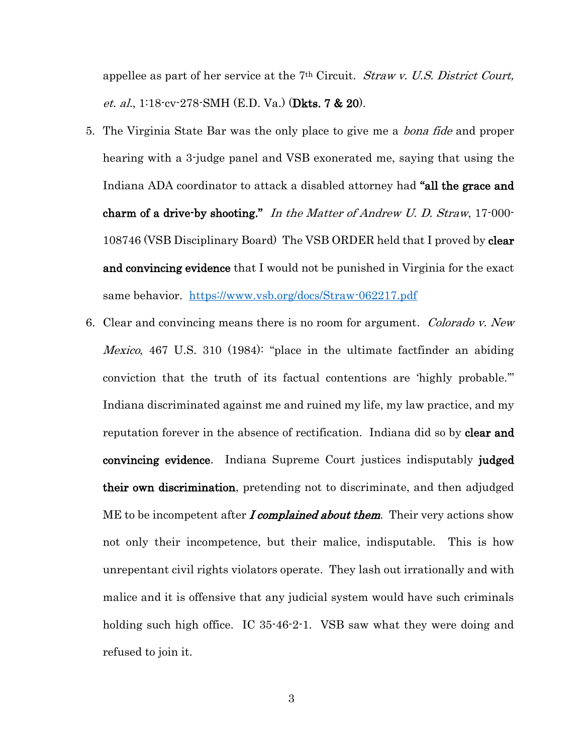appellee as part of her service at the 7th Circuit. *Straw v. U.S. District Court, et. al.*, 1:18-cv-278-SMH (E.D. Va.) (**Dkts. 7 & 20**).

5. The Virginia State Bar was the only place to give me a *bona fide* and proper hearing with a 3-judge panel and VSB exonerated me, saying that using the Indiana ADA coordinator to attack a disabled attorney had **"all the grace and charm of a drive-by shooting."** *In the Matter of Andrew U. D. Straw*, 17-000-108746 (VSB Disciplinary Board) The VSB ORDER held that I proved by **clear and convincing evidence** that I would not be punished in Virginia for the exact same behavior. https://www.vsb.org/docs/Straw-062217.pdf

6. Clear and convincing means there is no room for argument. *Colorado v. New Mexico*, 467 U.S. 310 (1984): "place in the ultimate factfinder an abiding conviction that the truth of its factual contentions are 'highly probable.'" Indiana discriminated against me and ruined my life, my law practice, and my reputation forever in the absence of rectification. Indiana did so by **clear and convincing evidence**. Indiana Supreme Court justices indisputably **judged their own discrimination**, pretending not to discriminate, and then adjudged ME to be incompetent after ***I complained about them***. Their very actions show not only their incompetence, but their malice, indisputable. This is how unrepentant civil rights violators operate. They lash out irrationally and with malice and it is offensive that any judicial system would have such criminals holding such high office. IC 35-46-2-1. VSB saw what they were doing and refused to join it.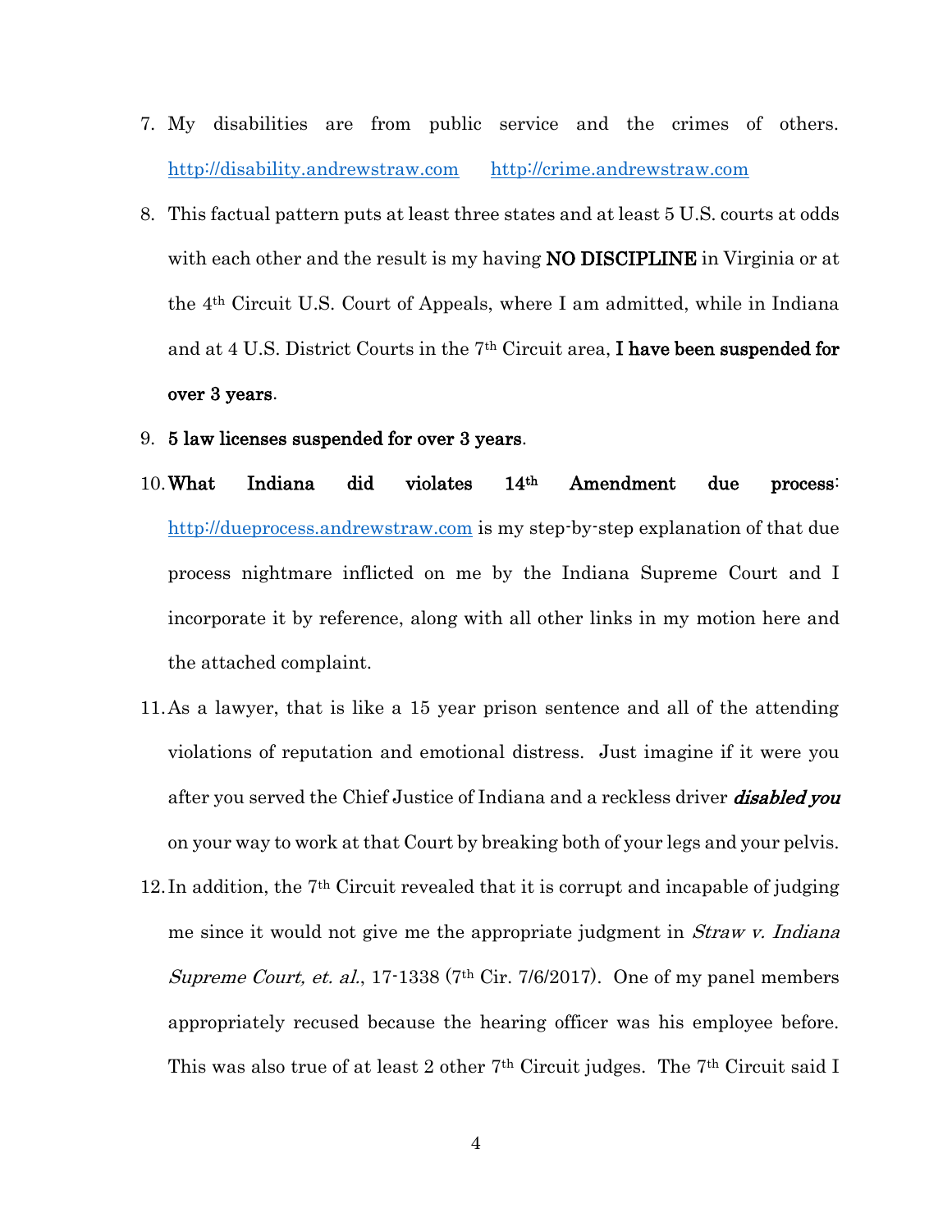7. My disabilities are from public service and the crimes of others. http://disability.andrewstraw.com http://crime.andrewstraw.com

8. This factual pattern puts at least three states and at least 5 U.S. courts at odds with each other and the result is my having **NO DISCIPLINE** in Virginia or at the 4th Circuit U.S. Court of Appeals, where I am admitted, while in Indiana and at 4 U.S. District Courts in the 7th Circuit area, **I have been suspended for over 3 years**.

9. **5 law licenses suspended for over 3 years**.

10. **What Indiana did violates 14th Amendment due process**: http://dueprocess.andrewstraw.com is my step-by-step explanation of that due process nightmare inflicted on me by the Indiana Supreme Court and I incorporate it by reference, along with all other links in my motion here and the attached complaint.

11. As a lawyer, that is like a 15 year prison sentence and all of the attending violations of reputation and emotional distress. Just imagine if it were you after you served the Chief Justice of Indiana and a reckless driver ***disabled you*** on your way to work at that Court by breaking both of your legs and your pelvis.

12. In addition, the 7th Circuit revealed that it is corrupt and incapable of judging me since it would not give me the appropriate judgment in *Straw v. Indiana Supreme Court, et. al.*, 17-1338 (7th Cir. 7/6/2017). One of my panel members appropriately recused because the hearing officer was his employee before. This was also true of at least 2 other 7th Circuit judges. The 7th Circuit said I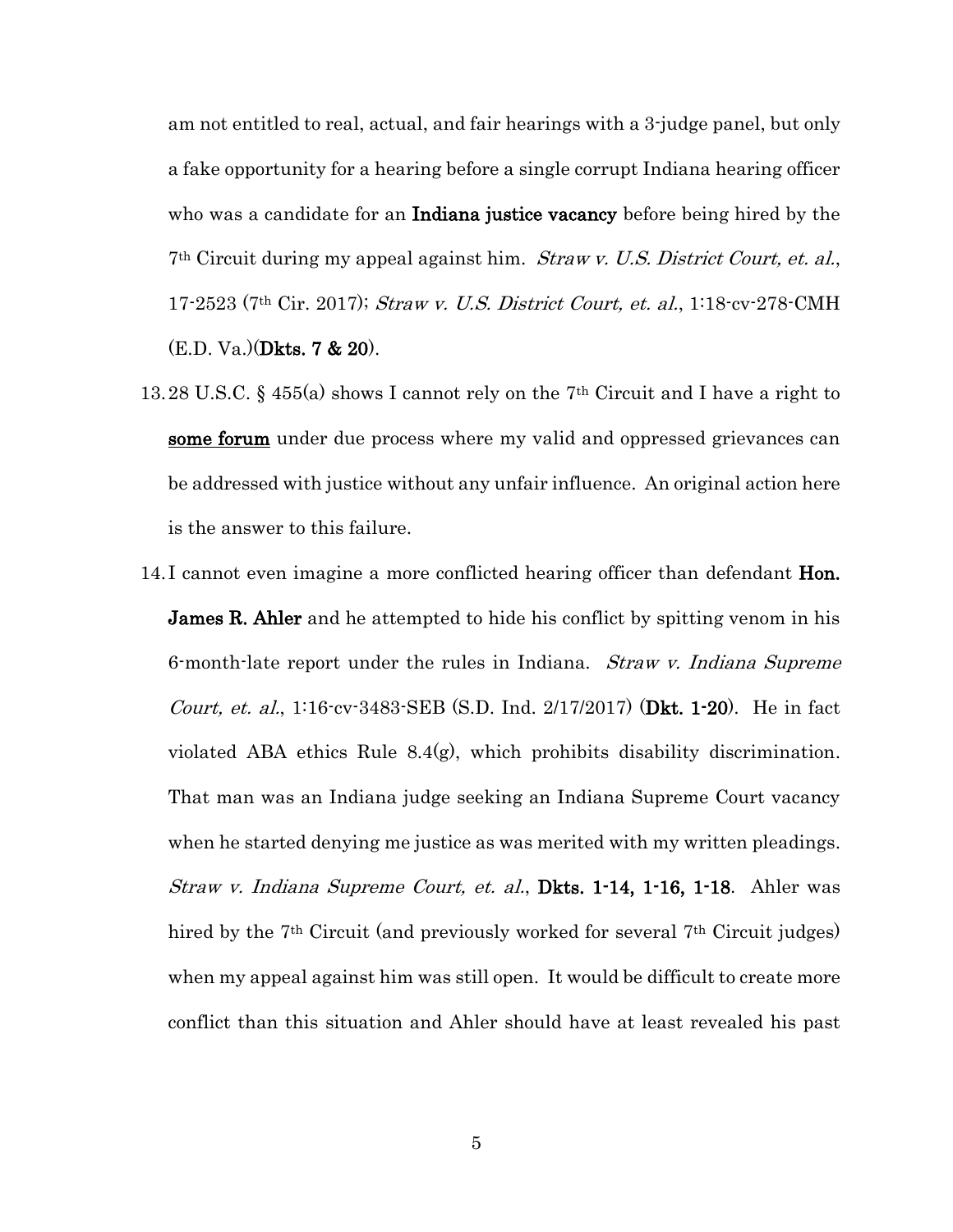am not entitled to real, actual, and fair hearings with a 3-judge panel, but only a fake opportunity for a hearing before a single corrupt Indiana hearing officer who was a candidate for an **Indiana justice vacancy** before being hired by the 7th Circuit during my appeal against him. *Straw v. U.S. District Court, et. al.*, 17-2523 (7th Cir. 2017); *Straw v. U.S. District Court, et. al.*, 1:18-cv-278-CMH (E.D. Va.)(**Dkts. 7 & 20**).

13. 28 U.S.C. § 455(a) shows I cannot rely on the 7th Circuit and I have a right to **some forum** under due process where my valid and oppressed grievances can be addressed with justice without any unfair influence. An original action here is the answer to this failure.

14. I cannot even imagine a more conflicted hearing officer than defendant **Hon. James R. Ahler** and he attempted to hide his conflict by spitting venom in his 6-month-late report under the rules in Indiana. *Straw v. Indiana Supreme Court, et. al.*, 1:16-cv-3483-SEB (S.D. Ind. 2/17/2017) (**Dkt. 1-20**). He in fact violated ABA ethics Rule 8.4(g), which prohibits disability discrimination. That man was an Indiana judge seeking an Indiana Supreme Court vacancy when he started denying me justice as was merited with my written pleadings. *Straw v. Indiana Supreme Court, et. al.*, **Dkts. 1-14, 1-16, 1-18**. Ahler was hired by the 7th Circuit (and previously worked for several 7th Circuit judges) when my appeal against him was still open. It would be difficult to create more conflict than this situation and Ahler should have at least revealed his past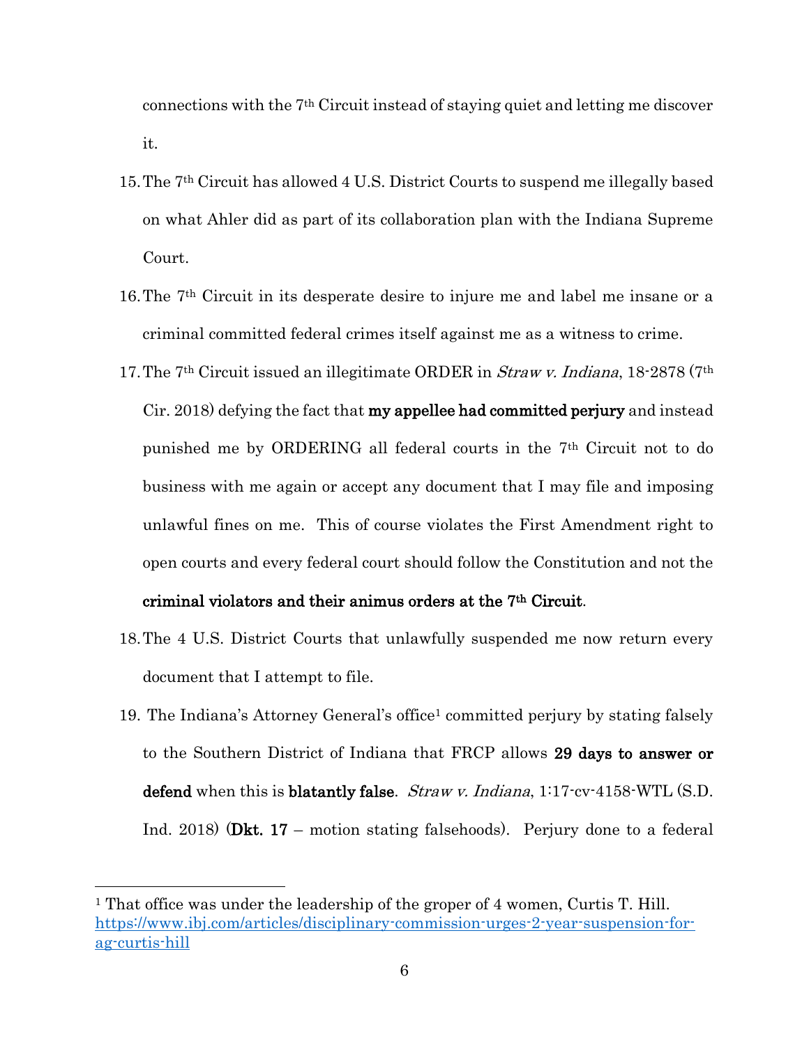connections with the 7th Circuit instead of staying quiet and letting me discover it.

15. The 7th Circuit has allowed 4 U.S. District Courts to suspend me illegally based on what Ahler did as part of its collaboration plan with the Indiana Supreme Court.

16. The 7th Circuit in its desperate desire to injure me and label me insane or a criminal committed federal crimes itself against me as a witness to crime.

17. The 7th Circuit issued an illegitimate ORDER in *Straw v. Indiana*, 18-2878 (7th Cir. 2018) defying the fact that **my appellee had committed perjury** and instead punished me by ORDERING all federal courts in the 7th Circuit not to do business with me again or accept any document that I may file and imposing unlawful fines on me. This of course violates the First Amendment right to open courts and every federal court should follow the Constitution and not the **criminal violators and their animus orders at the 7th Circuit**.

18. The 4 U.S. District Courts that unlawfully suspended me now return every document that I attempt to file.

19. The Indiana's Attorney General's office[1] committed perjury by stating falsely to the Southern District of Indiana that FRCP allows **29 days to answer or defend** when this is **blatantly false**. *Straw v. Indiana*, 1:17-cv-4158-WTL (S.D. Ind. 2018) (**Dkt. 17** – motion stating falsehoods). Perjury done to a federal

---

[1] That office was under the leadership of the groper of 4 women, Curtis T. Hill. https://www.ibj.com/articles/disciplinary-commission-urges-2-year-suspension-for-ag-curtis-hill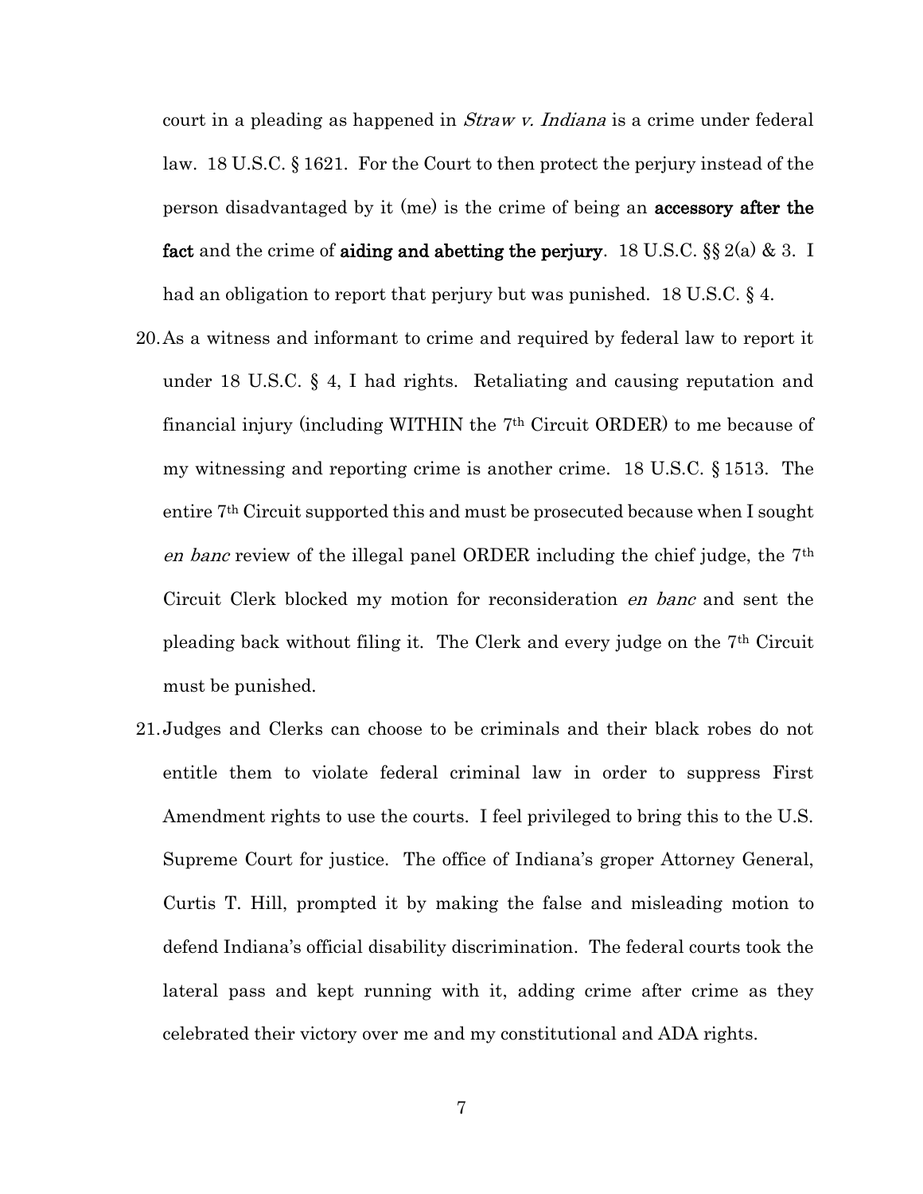court in a pleading as happened in *Straw v. Indiana* is a crime under federal law. 18 U.S.C. § 1621. For the Court to then protect the perjury instead of the person disadvantaged by it (me) is the crime of being an **accessory after the fact** and the crime of **aiding and abetting the perjury**. 18 U.S.C. §§ 2(a) & 3. I had an obligation to report that perjury but was punished. 18 U.S.C. § 4.

20. As a witness and informant to crime and required by federal law to report it under 18 U.S.C. § 4, I had rights. Retaliating and causing reputation and financial injury (including WITHIN the 7th Circuit ORDER) to me because of my witnessing and reporting crime is another crime. 18 U.S.C. § 1513. The entire 7th Circuit supported this and must be prosecuted because when I sought *en banc* review of the illegal panel ORDER including the chief judge, the 7th Circuit Clerk blocked my motion for reconsideration *en banc* and sent the pleading back without filing it. The Clerk and every judge on the 7th Circuit must be punished.

21. Judges and Clerks can choose to be criminals and their black robes do not entitle them to violate federal criminal law in order to suppress First Amendment rights to use the courts. I feel privileged to bring this to the U.S. Supreme Court for justice. The office of Indiana's groper Attorney General, Curtis T. Hill, prompted it by making the false and misleading motion to defend Indiana's official disability discrimination. The federal courts took the lateral pass and kept running with it, adding crime after crime as they celebrated their victory over me and my constitutional and ADA rights.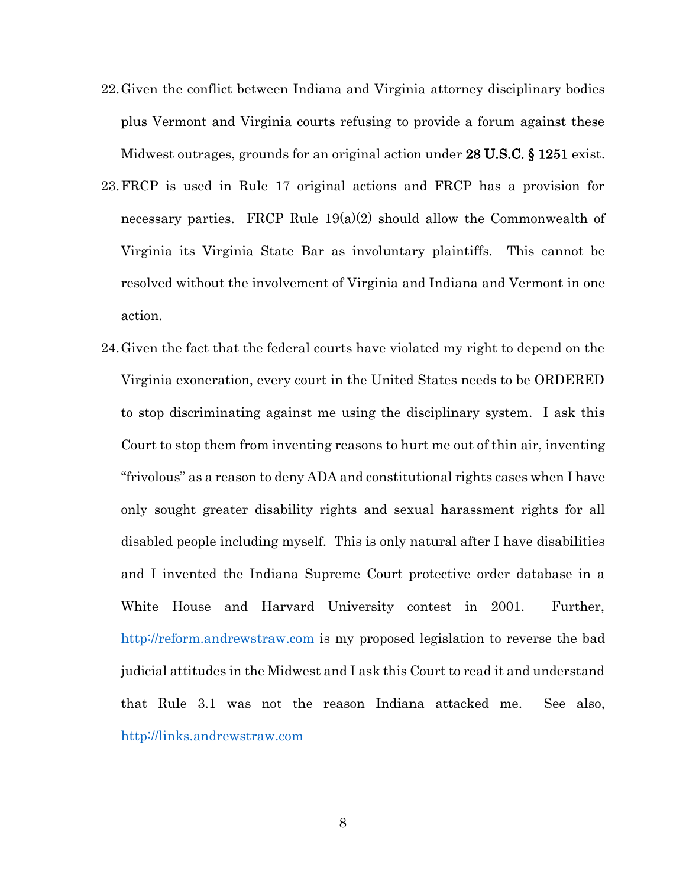22. Given the conflict between Indiana and Virginia attorney disciplinary bodies plus Vermont and Virginia courts refusing to provide a forum against these Midwest outrages, grounds for an original action under **28 U.S.C. § 1251** exist.

23. FRCP is used in Rule 17 original actions and FRCP has a provision for necessary parties. FRCP Rule 19(a)(2) should allow the Commonwealth of Virginia its Virginia State Bar as involuntary plaintiffs. This cannot be resolved without the involvement of Virginia and Indiana and Vermont in one action.

24. Given the fact that the federal courts have violated my right to depend on the Virginia exoneration, every court in the United States needs to be ORDERED to stop discriminating against me using the disciplinary system. I ask this Court to stop them from inventing reasons to hurt me out of thin air, inventing "frivolous" as a reason to deny ADA and constitutional rights cases when I have only sought greater disability rights and sexual harassment rights for all disabled people including myself. This is only natural after I have disabilities and I invented the Indiana Supreme Court protective order database in a White House and Harvard University contest in 2001. Further, [http://reform.andrewstraw.com](http://reform.andrewstraw.com) is my proposed legislation to reverse the bad judicial attitudes in the Midwest and I ask this Court to read it and understand that Rule 3.1 was not the reason Indiana attacked me. See also, [http://links.andrewstraw.com](http://links.andrewstraw.com)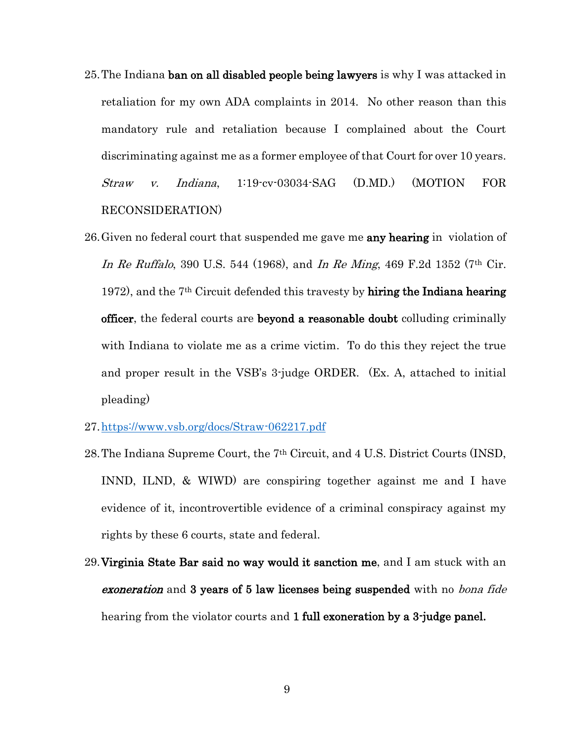25. The Indiana **ban on all disabled people being lawyers** is why I was attacked in retaliation for my own ADA complaints in 2014. No other reason than this mandatory rule and retaliation because I complained about the Court discriminating against me as a former employee of that Court for over 10 years. *Straw v. Indiana*, 1:19-cv-03034-SAG (D.MD.) (MOTION FOR RECONSIDERATION)
26. Given no federal court that suspended me gave me **any hearing** in violation of *In Re Ruffalo*, 390 U.S. 544 (1968), and *In Re Ming*, 469 F.2d 1352 (7th Cir. 1972), and the 7th Circuit defended this travesty by **hiring the Indiana hearing officer**, the federal courts are **beyond a reasonable doubt** colluding criminally with Indiana to violate me as a crime victim. To do this they reject the true and proper result in the VSB's 3-judge ORDER. (Ex. A, attached to initial pleading)
27. https://www.vsb.org/docs/Straw-062217.pdf
28. The Indiana Supreme Court, the 7th Circuit, and 4 U.S. District Courts (INSD, INND, ILND, & WIWD) are conspiring together against me and I have evidence of it, incontrovertible evidence of a criminal conspiracy against my rights by these 6 courts, state and federal.
29. **Virginia State Bar said no way would it sanction me**, and I am stuck with an ***exoneration*** and **3 years of 5 law licenses being suspended** with no *bona fide* hearing from the violator courts and **1 full exoneration by a 3-judge panel.**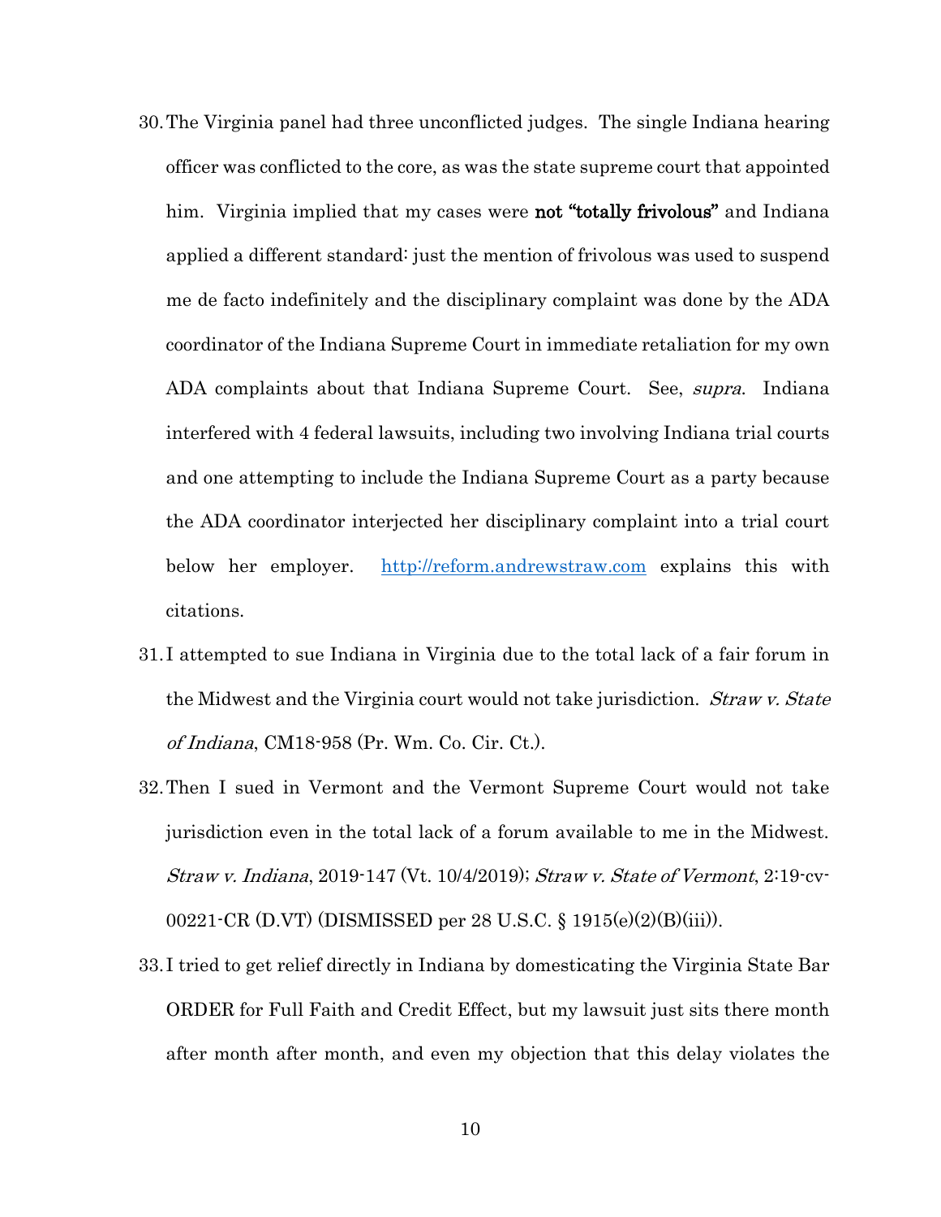30. The Virginia panel had three unconflicted judges. The single Indiana hearing officer was conflicted to the core, as was the state supreme court that appointed him. Virginia implied that my cases were **not "totally frivolous"** and Indiana applied a different standard: just the mention of frivolous was used to suspend me de facto indefinitely and the disciplinary complaint was done by the ADA coordinator of the Indiana Supreme Court in immediate retaliation for my own ADA complaints about that Indiana Supreme Court. See, *supra*. Indiana interfered with 4 federal lawsuits, including two involving Indiana trial courts and one attempting to include the Indiana Supreme Court as a party because the ADA coordinator interjected her disciplinary complaint into a trial court below her employer. [http://reform.andrewstraw.com](http://reform.andrewstraw.com) explains this with citations.

31. I attempted to sue Indiana in Virginia due to the total lack of a fair forum in the Midwest and the Virginia court would not take jurisdiction. *Straw v. State of Indiana*, CM18-958 (Pr. Wm. Co. Cir. Ct.).

32. Then I sued in Vermont and the Vermont Supreme Court would not take jurisdiction even in the total lack of a forum available to me in the Midwest. *Straw v. Indiana*, 2019-147 (Vt. 10/4/2019); *Straw v. State of Vermont*, 2:19-cv-00221-CR (D.VT) (DISMISSED per 28 U.S.C. § 1915(e)(2)(B)(iii)).

33. I tried to get relief directly in Indiana by domesticating the Virginia State Bar ORDER for Full Faith and Credit Effect, but my lawsuit just sits there month after month after month, and even my objection that this delay violates the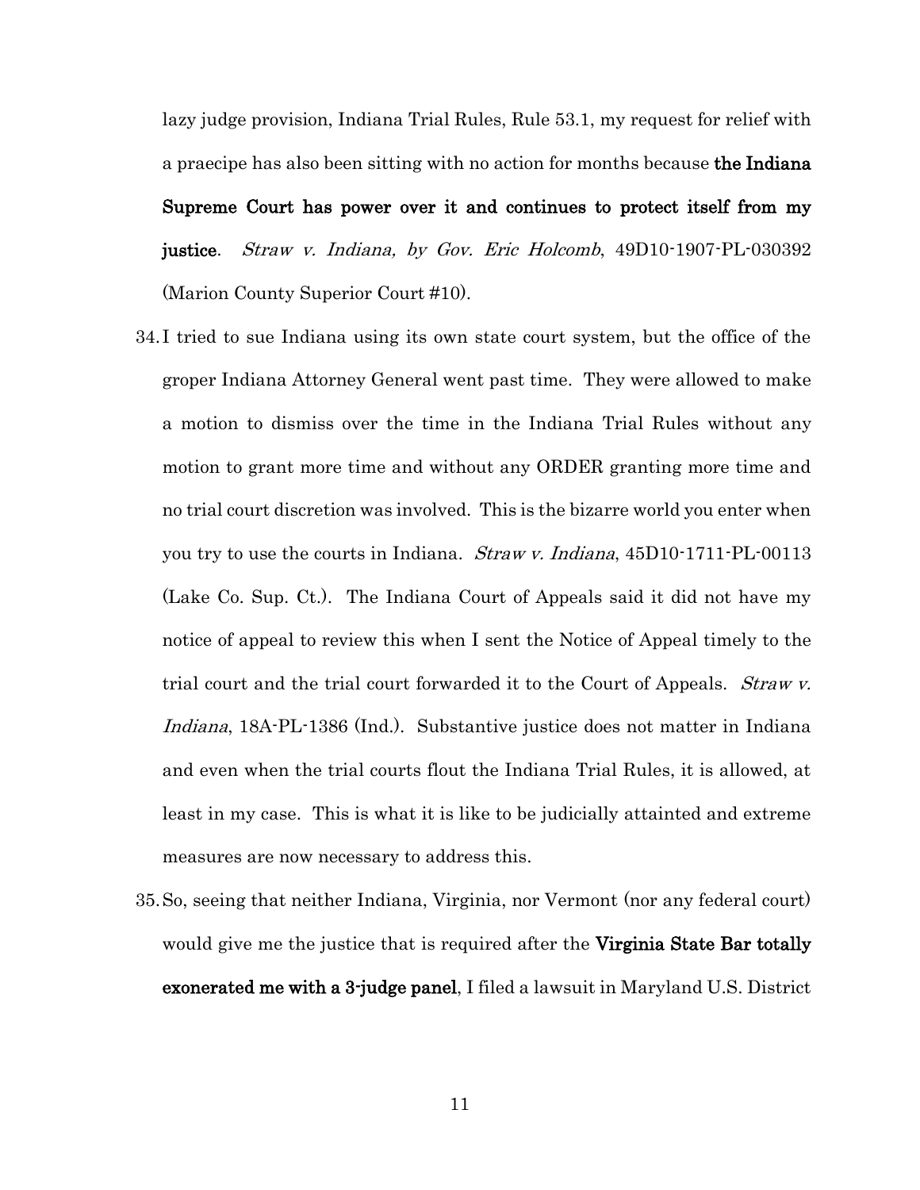lazy judge provision, Indiana Trial Rules, Rule 53.1, my request for relief with a praecipe has also been sitting with no action for months because **the Indiana Supreme Court has power over it and continues to protect itself from my justice**. *Straw v. Indiana, by Gov. Eric Holcomb*, 49D10-1907-PL-030392 (Marion County Superior Court #10).

34. I tried to sue Indiana using its own state court system, but the office of the groper Indiana Attorney General went past time. They were allowed to make a motion to dismiss over the time in the Indiana Trial Rules without any motion to grant more time and without any ORDER granting more time and no trial court discretion was involved. This is the bizarre world you enter when you try to use the courts in Indiana. *Straw v. Indiana*, 45D10-1711-PL-00113 (Lake Co. Sup. Ct.). The Indiana Court of Appeals said it did not have my notice of appeal to review this when I sent the Notice of Appeal timely to the trial court and the trial court forwarded it to the Court of Appeals. *Straw v. Indiana*, 18A-PL-1386 (Ind.). Substantive justice does not matter in Indiana and even when the trial courts flout the Indiana Trial Rules, it is allowed, at least in my case. This is what it is like to be judicially attainted and extreme measures are now necessary to address this.

35. So, seeing that neither Indiana, Virginia, nor Vermont (nor any federal court) would give me the justice that is required after the **Virginia State Bar totally exonerated me with a 3-judge panel**, I filed a lawsuit in Maryland U.S. District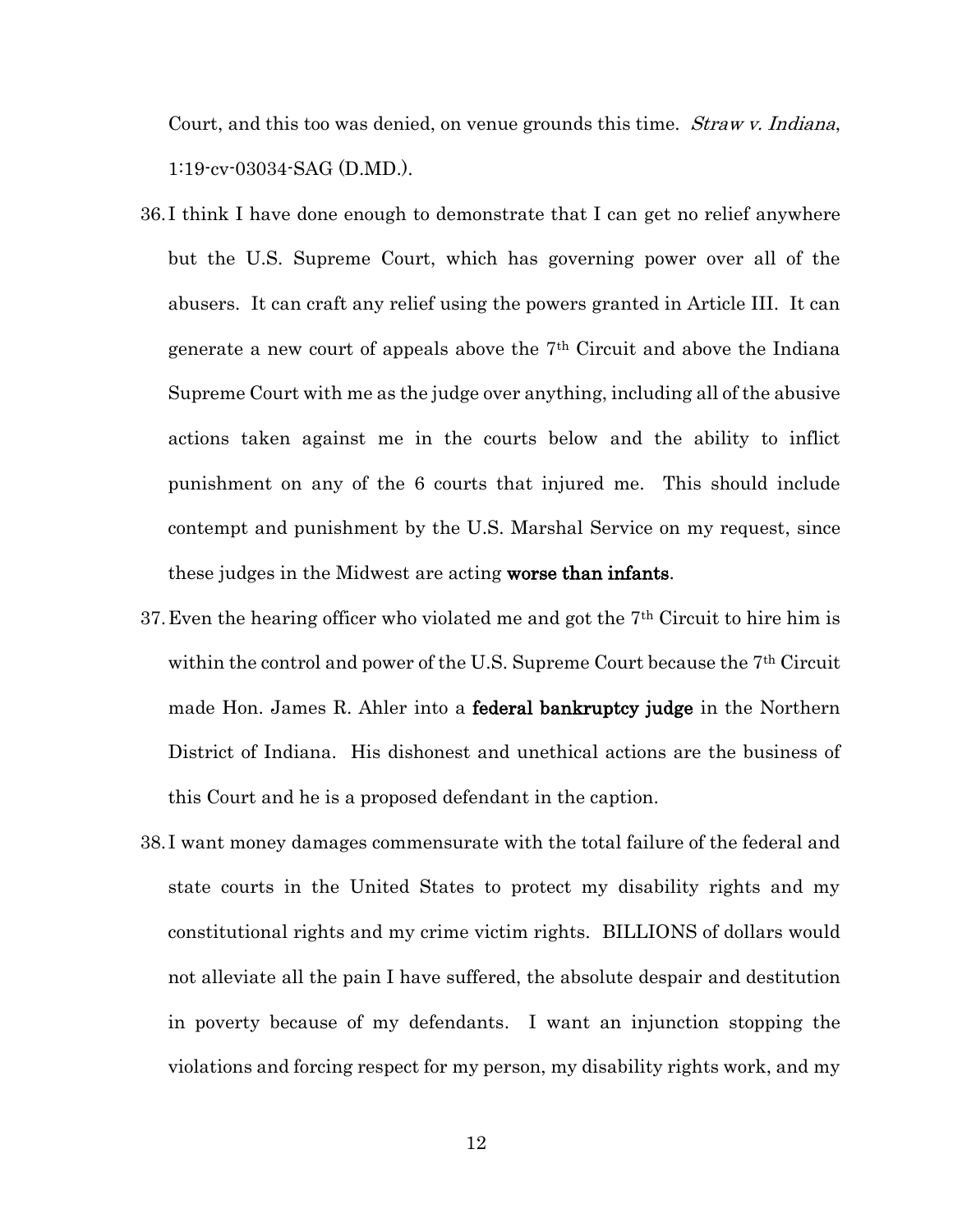Court, and this too was denied, on venue grounds this time. *Straw v. Indiana*, 1:19-cv-03034-SAG (D.MD.).

36. I think I have done enough to demonstrate that I can get no relief anywhere but the U.S. Supreme Court, which has governing power over all of the abusers. It can craft any relief using the powers granted in Article III. It can generate a new court of appeals above the 7th Circuit and above the Indiana Supreme Court with me as the judge over anything, including all of the abusive actions taken against me in the courts below and the ability to inflict punishment on any of the 6 courts that injured me. This should include contempt and punishment by the U.S. Marshal Service on my request, since these judges in the Midwest are acting **worse than infants**.

37. Even the hearing officer who violated me and got the 7th Circuit to hire him is within the control and power of the U.S. Supreme Court because the 7th Circuit made Hon. James R. Ahler into a **federal bankruptcy judge** in the Northern District of Indiana. His dishonest and unethical actions are the business of this Court and he is a proposed defendant in the caption.

38. I want money damages commensurate with the total failure of the federal and state courts in the United States to protect my disability rights and my constitutional rights and my crime victim rights. BILLIONS of dollars would not alleviate all the pain I have suffered, the absolute despair and destitution in poverty because of my defendants. I want an injunction stopping the violations and forcing respect for my person, my disability rights work, and my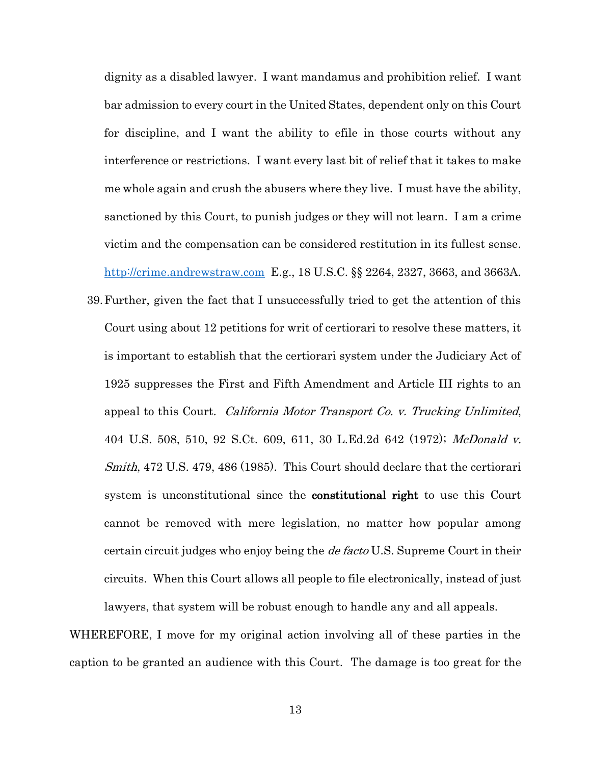dignity as a disabled lawyer. I want mandamus and prohibition relief. I want bar admission to every court in the United States, dependent only on this Court for discipline, and I want the ability to efile in those courts without any interference or restrictions. I want every last bit of relief that it takes to make me whole again and crush the abusers where they live. I must have the ability, sanctioned by this Court, to punish judges or they will not learn. I am a crime victim and the compensation can be considered restitution in its fullest sense. [http://crime.andrewstraw.com](http://crime.andrewstraw.com) E.g., 18 U.S.C. §§ 2264, 2327, 3663, and 3663A.

39. Further, given the fact that I unsuccessfully tried to get the attention of this Court using about 12 petitions for writ of certiorari to resolve these matters, it is important to establish that the certiorari system under the Judiciary Act of 1925 suppresses the First and Fifth Amendment and Article III rights to an appeal to this Court. *California Motor Transport Co. v. Trucking Unlimited*, 404 U.S. 508, 510, 92 S.Ct. 609, 611, 30 L.Ed.2d 642 (1972); *McDonald v. Smith*, 472 U.S. 479, 486 (1985). This Court should declare that the certiorari system is unconstitutional since the **constitutional right** to use this Court cannot be removed with mere legislation, no matter how popular among certain circuit judges who enjoy being the *de facto* U.S. Supreme Court in their circuits. When this Court allows all people to file electronically, instead of just lawyers, that system will be robust enough to handle any and all appeals.

WHEREFORE, I move for my original action involving all of these parties in the caption to be granted an audience with this Court. The damage is too great for the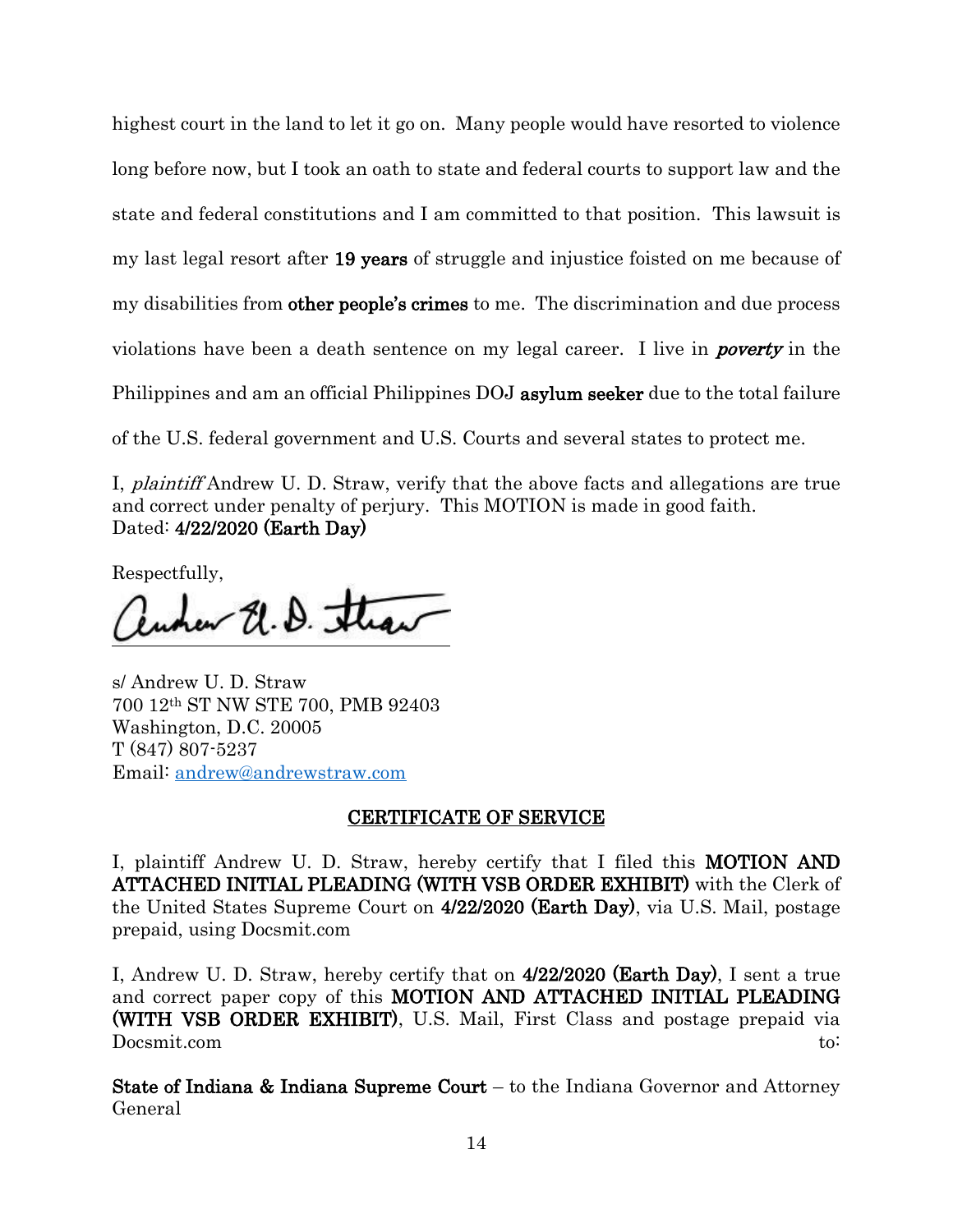highest court in the land to let it go on. Many people would have resorted to violence long before now, but I took an oath to state and federal courts to support law and the state and federal constitutions and I am committed to that position. This lawsuit is my last legal resort after **19 years** of struggle and injustice foisted on me because of my disabilities from **other people's crimes** to me. The discrimination and due process violations have been a death sentence on my legal career. I live in ***poverty*** in the Philippines and am an official Philippines DOJ **asylum seeker** due to the total failure of the U.S. federal government and U.S. Courts and several states to protect me.

I, *plaintiff* Andrew U. D. Straw, verify that the above facts and allegations are true and correct under penalty of perjury. This MOTION is made in good faith.
Dated: **4/22/2020 (Earth Day)**

Respectfully,

s/ Andrew U. D. Straw
700 12th ST NW STE 700, PMB 92403
Washington, D.C. 20005
T (847) 807-5237
Email: andrew@andrewstraw.com

## CERTIFICATE OF SERVICE

I, plaintiff Andrew U. D. Straw, hereby certify that I filed this **MOTION AND ATTACHED INITIAL PLEADING (WITH VSB ORDER EXHIBIT)** with the Clerk of the United States Supreme Court on **4/22/2020 (Earth Day)**, via U.S. Mail, postage prepaid, using Docsmit.com

I, Andrew U. D. Straw, hereby certify that on **4/22/2020 (Earth Day)**, I sent a true and correct paper copy of this **MOTION AND ATTACHED INITIAL PLEADING (WITH VSB ORDER EXHIBIT)**, U.S. Mail, First Class and postage prepaid via Docsmit.com to:

**State of Indiana & Indiana Supreme Court** – to the Indiana Governor and Attorney General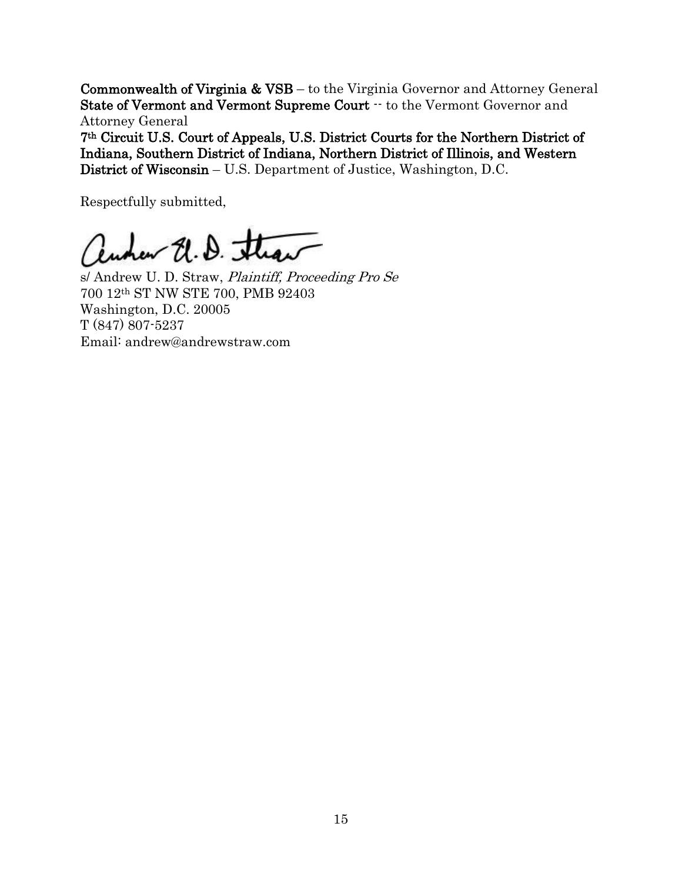**Commonwealth of Virginia & VSB** – to the Virginia Governor and Attorney General
**State of Vermont and Vermont Supreme Court** -- to the Vermont Governor and Attorney General
**7th Circuit U.S. Court of Appeals, U.S. District Courts for the Northern District of Indiana, Southern District of Indiana, Northern District of Illinois, and Western District of Wisconsin** – U.S. Department of Justice, Washington, D.C.

Respectfully submitted,

s/ Andrew U. D. Straw, *Plaintiff, Proceeding Pro Se*
700 12th ST NW STE 700, PMB 92403
Washington, D.C. 20005
T (847) 807-5237
Email: andrew@andrewstraw.com